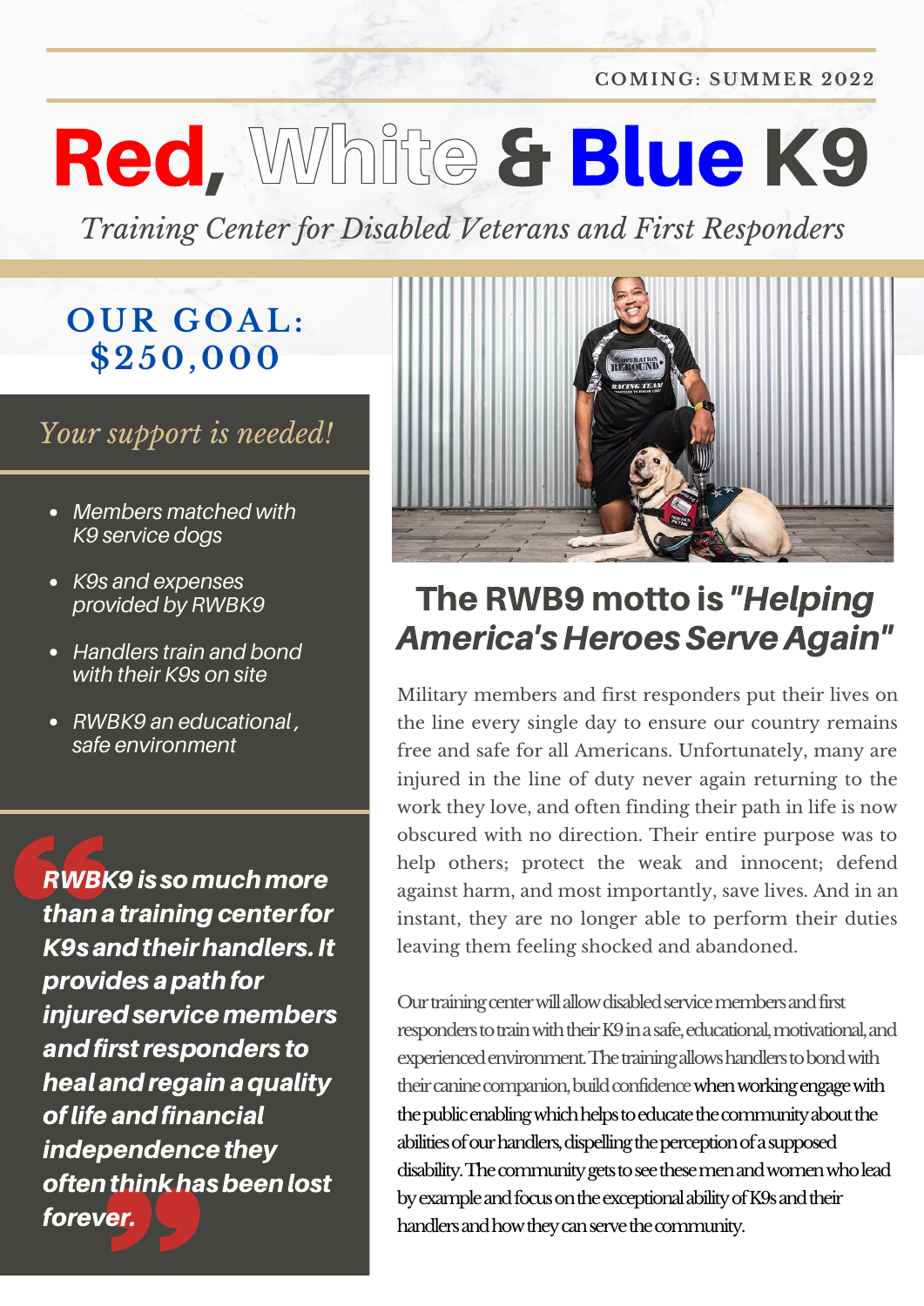COMING: SUMMER 2022

# Red, White & Blue K9

*Training Center for Disabled Veterans and First Responders*

## OUR GOAL: $250,000

*Your support is needed!*

- *Members matched with K9 service dogs*
- *K9s and expenses provided by RWBK9*
- *Handlers train and bond with their K9s on site*
- *RWBK9 an educational, safe environment*

> ***RWBK9 is so much more than a training center for K9s and their handlers. It provides a path for injured service members and first responders to heal and regain a quality of life and financial independence they often think has been lost forever.***

## The RWB9 motto is *"Helping America's Heroes Serve Again"*

Military members and first responders put their lives on the line every single day to ensure our country remains free and safe for all Americans. Unfortunately, many are injured in the line of duty never again returning to the work they love, and often finding their path in life is now obscured with no direction. Their entire purpose was to help others; protect the weak and innocent; defend against harm, and most importantly, save lives. And in an instant, they are no longer able to perform their duties leaving them feeling shocked and abandoned.

Our training center will allow disabled service members and first responders to train with their K9 in a safe, educational, motivational, and experienced environment. The training allows handlers to bond with their canine companion, build confidence when working engage with the public enabling which helps to educate the community about the abilities of our handlers, dispelling the perception of a supposed disability. The community gets to see these men and women who lead by example and focus on the exceptional ability of K9s and their handlers and how they can serve the community.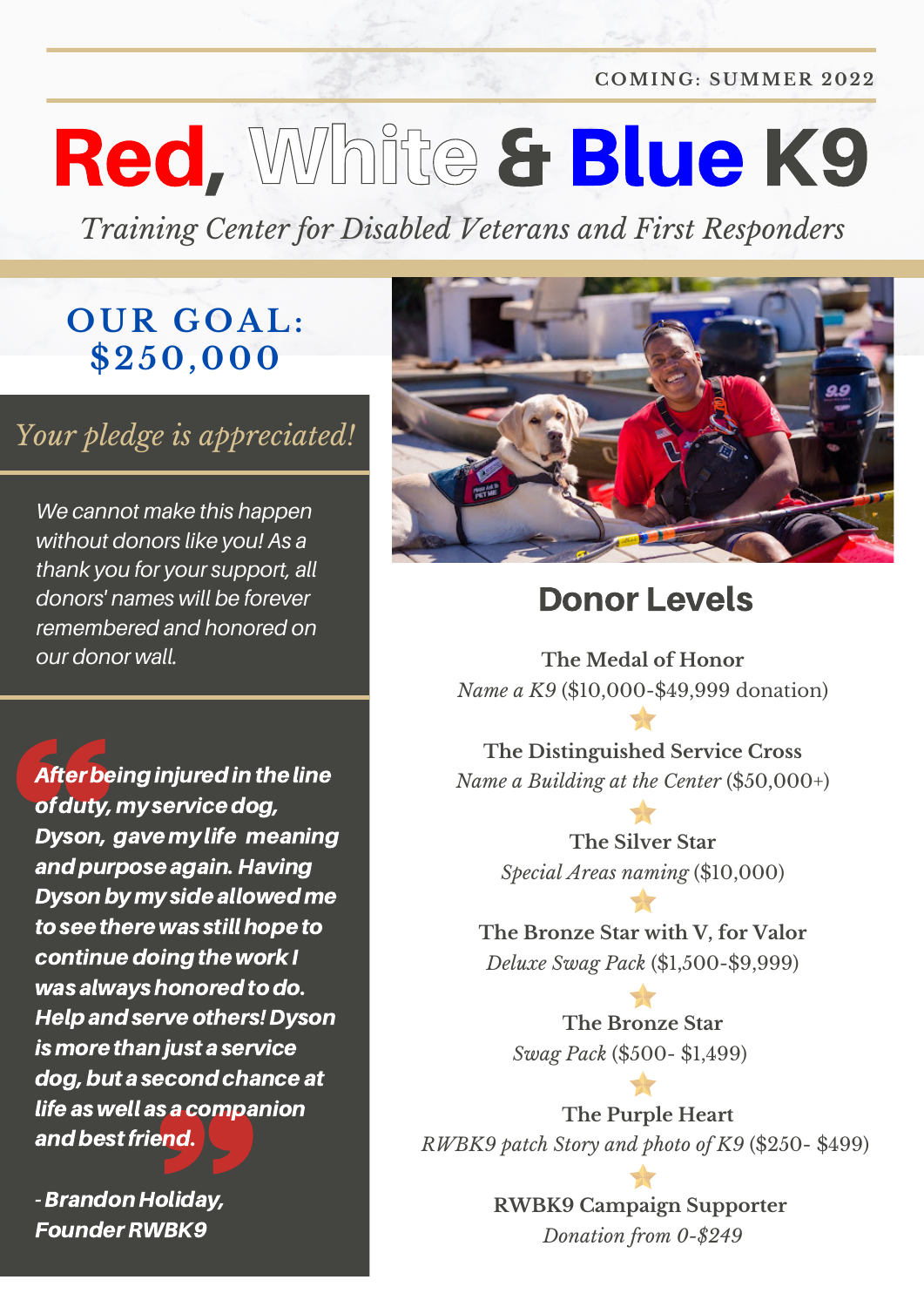COMING: SUMMER 2022

# Red, White & Blue K9

*Training Center for Disabled Veterans and First Responders*

## OUR GOAL: $250,000

*Your pledge is appreciated!*

*We cannot make this happen without donors like you! As a thank you for your support, all donors' names will be forever remembered and honored on our donor wall.*

> ***After being injured in the line of duty, my service dog, Dyson, gave my life meaning and purpose again. Having Dyson by my side allowed me to see there was still hope to continue doing the work I was always honored to do. Help and serve others! Dyson is more than just a service dog, but a second chance at life as well as a companion and best friend.***
>
> ***- Brandon Holiday, Founder RWBK9***

## Donor Levels

**The Medal of Honor**
*Name a K9* ($10,000-$49,999 donation)

**The Distinguished Service Cross**
*Name a Building at the Center* ($50,000+)

**The Silver Star**
*Special Areas naming* ($10,000)

**The Bronze Star with V, for Valor**
*Deluxe Swag Pack* ($1,500-$9,999)

**The Bronze Star**
*Swag Pack* ($500- $1,499)

**The Purple Heart**
*RWBK9 patch Story and photo of K9* ($250- $499)

**RWBK9 Campaign Supporter**
*Donation from 0-$249*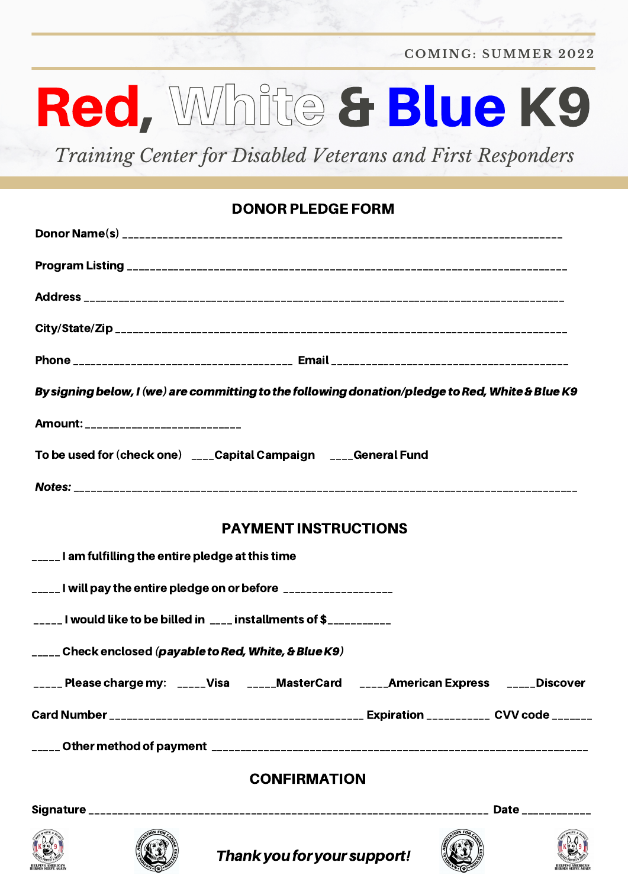COMING: SUMMER 2022

# Red, White & Blue K9

*Training Center for Disabled Veterans and First Responders*

## DONOR PLEDGE FORM

**Donor Name(s)** ___________________________________________________________________________

**Program Listing** ___________________________________________________________________________

**Address** ______________________________________________________________________________

**City/State/Zip** ____________________________________________________________________________

**Phone** ____________________________________ **Email** ________________________________________

***By signing below, I (we) are committing to the following donation/pledge to Red, White & Blue K9***

**Amount:** __________________________

**To be used for (check one)** ____**Capital Campaign** ____**General Fund**

***Notes:*** _______________________________________________________________________________________

## PAYMENT INSTRUCTIONS

_____ **I am fulfilling the entire pledge at this time**

_____ **I will pay the entire pledge on or before** __________________

_____ **I would like to be billed in** ____ **installments of $**__________

_____ **Check enclosed** ***(payable to Red, White, & Blue K9)***

_____ **Please charge my:** _____**Visa** _____**MasterCard** _____**American Express** _____**Discover**

**Card Number** ___________________________________________ **Expiration** __________ **CVV code** ______

_____ **Other method of payment** _________________________________________________________________

## CONFIRMATION

**Signature** ____________________________________________________________________ **Date** ___________

***Thank you for your support!***